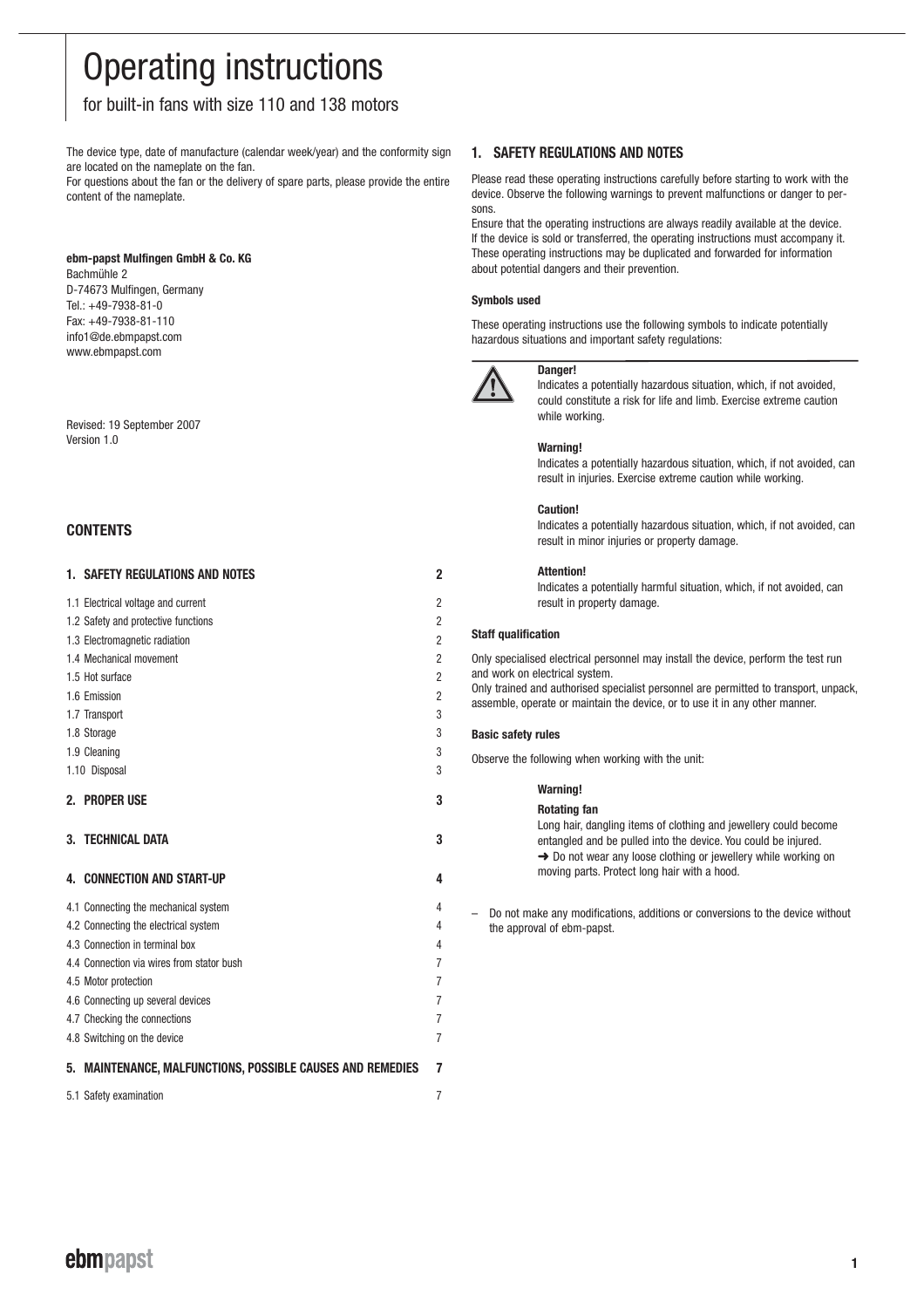# Operating instructions

for built-in fans with size 110 and 138 motors

The device type, date of manufacture (calendar week/year) and the conformity sign are located on the nameplate on the fan.
For questions about the fan or the delivery of spare parts, please provide the entire content of the nameplate.

**ebm-papst Mulfingen GmbH & Co. KG**
Bachmühle 2
D-74673 Mulfingen, Germany
Tel.: +49-7938-81-0
Fax: +49-7938-81-110
info1@de.ebmpapst.com
www.ebmpapst.com

Revised: 19 September 2007
Version 1.0

## CONTENTS

| | |
|---|---|
| **1. SAFETY REGULATIONS AND NOTES** | **2** |
| 1.1 Electrical voltage and current | 2 |
| 1.2 Safety and protective functions | 2 |
| 1.3 Electromagnetic radiation | 2 |
| 1.4 Mechanical movement | 2 |
| 1.5 Hot surface | 2 |
| 1.6 Emission | 2 |
| 1.7 Transport | 3 |
| 1.8 Storage | 3 |
| 1.9 Cleaning | 3 |
| 1.10 Disposal | 3 |
| **2. PROPER USE** | **3** |
| **3. TECHNICAL DATA** | **3** |
| **4. CONNECTION AND START-UP** | **4** |
| 4.1 Connecting the mechanical system | 4 |
| 4.2 Connecting the electrical system | 4 |
| 4.3 Connection in terminal box | 4 |
| 4.4 Connection via wires from stator bush | 7 |
| 4.5 Motor protection | 7 |
| 4.6 Connecting up several devices | 7 |
| 4.7 Checking the connections | 7 |
| 4.8 Switching on the device | 7 |
| **5. MAINTENANCE, MALFUNCTIONS, POSSIBLE CAUSES AND REMEDIES** | **7** |
| 5.1 Safety examination | 7 |

## 1. SAFETY REGULATIONS AND NOTES

Please read these operating instructions carefully before starting to work with the device. Observe the following warnings to prevent malfunctions or danger to persons.

Ensure that the operating instructions are always readily available at the device. If the device is sold or transferred, the operating instructions must accompany it. These operating instructions may be duplicated and forwarded for information about potential dangers and their prevention.

### Symbols used

These operating instructions use the following symbols to indicate potentially hazardous situations and important safety regulations:

**Danger!**
Indicates a potentially hazardous situation, which, if not avoided, could constitute a risk for life and limb. Exercise extreme caution while working.

**Warning!**
Indicates a potentially hazardous situation, which, if not avoided, can result in injuries. Exercise extreme caution while working.

**Caution!**
Indicates a potentially hazardous situation, which, if not avoided, can result in minor injuries or property damage.

**Attention!**
Indicates a potentially harmful situation, which, if not avoided, can result in property damage.

### Staff qualification

Only specialised electrical personnel may install the device, perform the test run and work on electrical system.
Only trained and authorised specialist personnel are permitted to transport, unpack, assemble, operate or maintain the device, or to use it in any other manner.

### Basic safety rules

Observe the following when working with the unit:

**Warning!**

**Rotating fan**
Long hair, dangling items of clothing and jewellery could become entangled and be pulled into the device. You could be injured.
➜ Do not wear any loose clothing or jewellery while working on moving parts. Protect long hair with a hood.

– Do not make any modifications, additions or conversions to the device without the approval of ebm-papst.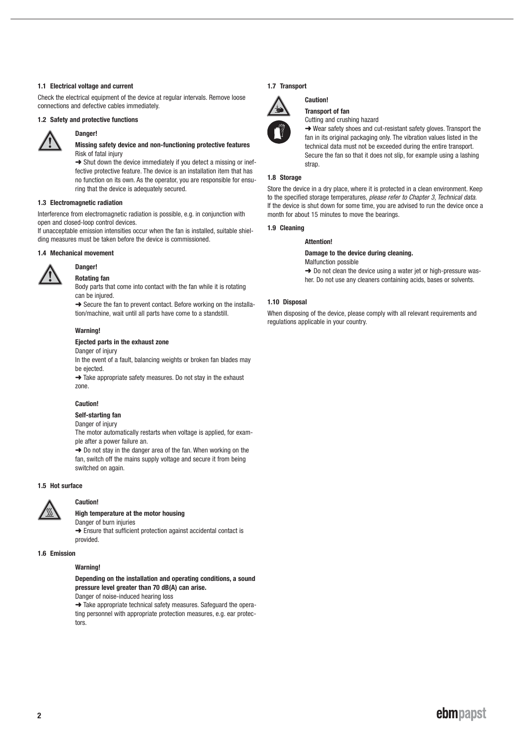### 1.1 Electrical voltage and current

Check the electrical equipment of the device at regular intervals. Remove loose connections and defective cables immediately.

### 1.2 Safety and protective functions

**Danger!**

**Missing safety device and non-functioning protective features**
Risk of fatal injury

➜ Shut down the device immediately if you detect a missing or ineffective protective feature. The device is an installation item that has no function on its own. As the operator, you are responsible for ensuring that the device is adequately secured.

### 1.3 Electromagnetic radiation

Interference from electromagnetic radiation is possible, e.g. in conjunction with open and closed-loop control devices.
If unacceptable emission intensities occur when the fan is installed, suitable shielding measures must be taken before the device is commissioned.

### 1.4 Mechanical movement

**Danger!**

**Rotating fan**
Body parts that come into contact with the fan while it is rotating can be injured.

➜ Secure the fan to prevent contact. Before working on the installation/machine, wait until all parts have come to a standstill.

**Warning!**

**Ejected parts in the exhaust zone**
Danger of injury
In the event of a fault, balancing weights or broken fan blades may be ejected.

➜ Take appropriate safety measures. Do not stay in the exhaust zone.

**Caution!**

**Self-starting fan**
Danger of injury
The motor automatically restarts when voltage is applied, for example after a power failure an.

➜ Do not stay in the danger area of the fan. When working on the fan, switch off the mains supply voltage and secure it from being switched on again.

### 1.5 Hot surface

**Caution!**

**High temperature at the motor housing**
Danger of burn injuries

➜ Ensure that sufficient protection against accidental contact is provided.

### 1.6 Emission

**Warning!**

**Depending on the installation and operating conditions, a sound pressure level greater than 70 dB(A) can arise.**
Danger of noise-induced hearing loss

➜ Take appropriate technical safety measures. Safeguard the operating personnel with appropriate protection measures, e.g. ear protectors.

### 1.7 Transport

**Caution!**

**Transport of fan**
Cutting and crushing hazard

➜ Wear safety shoes and cut-resistant safety gloves. Transport the fan in its original packaging only. The vibration values listed in the technical data must not be exceeded during the entire transport. Secure the fan so that it does not slip, for example using a lashing strap.

### 1.8 Storage

Store the device in a dry place, where it is protected in a clean environment. Keep to the specified storage temperatures, *please refer to Chapter 3, Technical data.*
If the device is shut down for some time, you are advised to run the device once a month for about 15 minutes to move the bearings.

### 1.9 Cleaning

**Attention!**

**Damage to the device during cleaning.**
Malfunction possible

➜ Do not clean the device using a water jet or high-pressure washer. Do not use any cleaners containing acids, bases or solvents.

### 1.10 Disposal

When disposing of the device, please comply with all relevant requirements and regulations applicable in your country.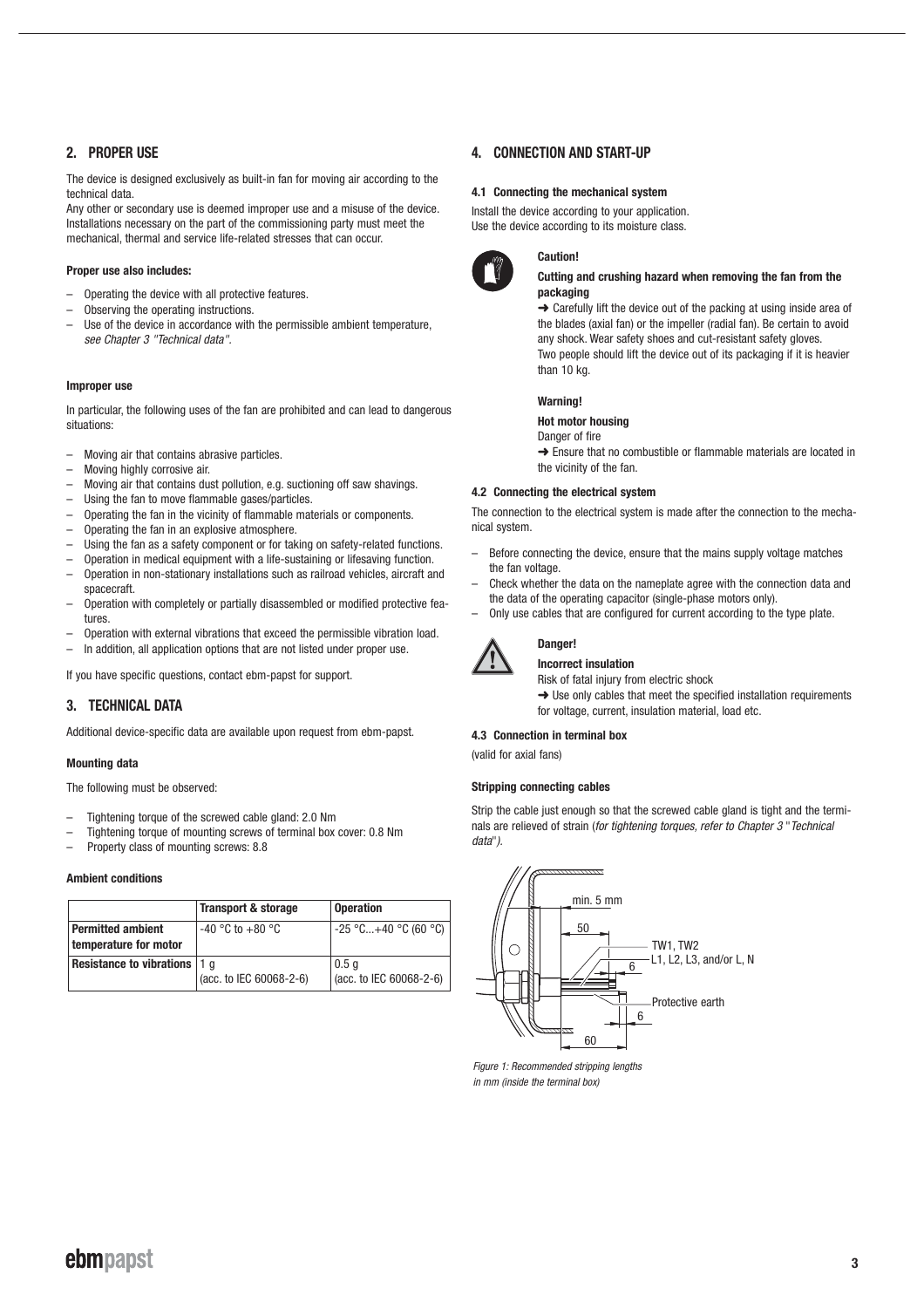## 2. PROPER USE

The device is designed exclusively as built-in fan for moving air according to the technical data.
Any other or secondary use is deemed improper use and a misuse of the device. Installations necessary on the part of the commissioning party must meet the mechanical, thermal and service life-related stresses that can occur.

**Proper use also includes:**

- Operating the device with all protective features.
- Observing the operating instructions.
- Use of the device in accordance with the permissible ambient temperature, *see Chapter 3 "Technical data"*.

**Improper use**

In particular, the following uses of the fan are prohibited and can lead to dangerous situations:

- Moving air that contains abrasive particles.
- Moving highly corrosive air.
- Moving air that contains dust pollution, e.g. suctioning off saw shavings.
- Using the fan to move flammable gases/particles.
- Operating the fan in the vicinity of flammable materials or components.
- Operating the fan in an explosive atmosphere.
- Using the fan as a safety component or for taking on safety-related functions.
- Operation in medical equipment with a life-sustaining or lifesaving function.
- Operation in non-stationary installations such as railroad vehicles, aircraft and spacecraft.
- Operation with completely or partially disassembled or modified protective features.
- Operation with external vibrations that exceed the permissible vibration load.
- In addition, all application options that are not listed under proper use.

If you have specific questions, contact ebm-papst for support.

## 3. TECHNICAL DATA

Additional device-specific data are available upon request from ebm-papst.

**Mounting data**

The following must be observed:

- Tightening torque of the screwed cable gland: 2.0 Nm
- Tightening torque of mounting screws of terminal box cover: 0.8 Nm
- Property class of mounting screws: 8.8

**Ambient conditions**

| | **Transport & storage** | **Operation** |
|---|---|---|
| **Permitted ambient temperature for motor** | -40 °C to +80 °C | -25 °C...+40 °C (60 °C) |
| **Resistance to vibrations** | 1 g (acc. to IEC 60068-2-6) | 0.5 g (acc. to IEC 60068-2-6) |

## 4. CONNECTION AND START-UP

### 4.1 Connecting the mechanical system

Install the device according to your application.
Use the device according to its moisture class.

**Caution!**

**Cutting and crushing hazard when removing the fan from the packaging**

➜ Carefully lift the device out of the packing at using inside area of the blades (axial fan) or the impeller (radial fan). Be certain to avoid any shock. Wear safety shoes and cut-resistant safety gloves.
Two people should lift the device out of its packaging if it is heavier than 10 kg.

**Warning!**

**Hot motor housing**

Danger of fire

➜ Ensure that no combustible or flammable materials are located in the vicinity of the fan.

### 4.2 Connecting the electrical system

The connection to the electrical system is made after the connection to the mechanical system.

- Before connecting the device, ensure that the mains supply voltage matches the fan voltage.
- Check whether the data on the nameplate agree with the connection data and the data of the operating capacitor (single-phase motors only).
- Only use cables that are configured for current according to the type plate.

**Danger!**

**Incorrect insulation**

Risk of fatal injury from electric shock

➜ Use only cables that meet the specified installation requirements for voltage, current, insulation material, load etc.

### 4.3 Connection in terminal box

(valid for axial fans)

**Stripping connecting cables**

Strip the cable just enough so that the screwed cable gland is tight and the terminals are relieved of strain (*for tightening torques, refer to Chapter 3 "Technical data"*).

min. 5 mm
50
6
TW1, TW2
L1, L2, L3, and/or L, N
Protective earth
6
60

*Figure 1: Recommended stripping lengths in mm (inside the terminal box)*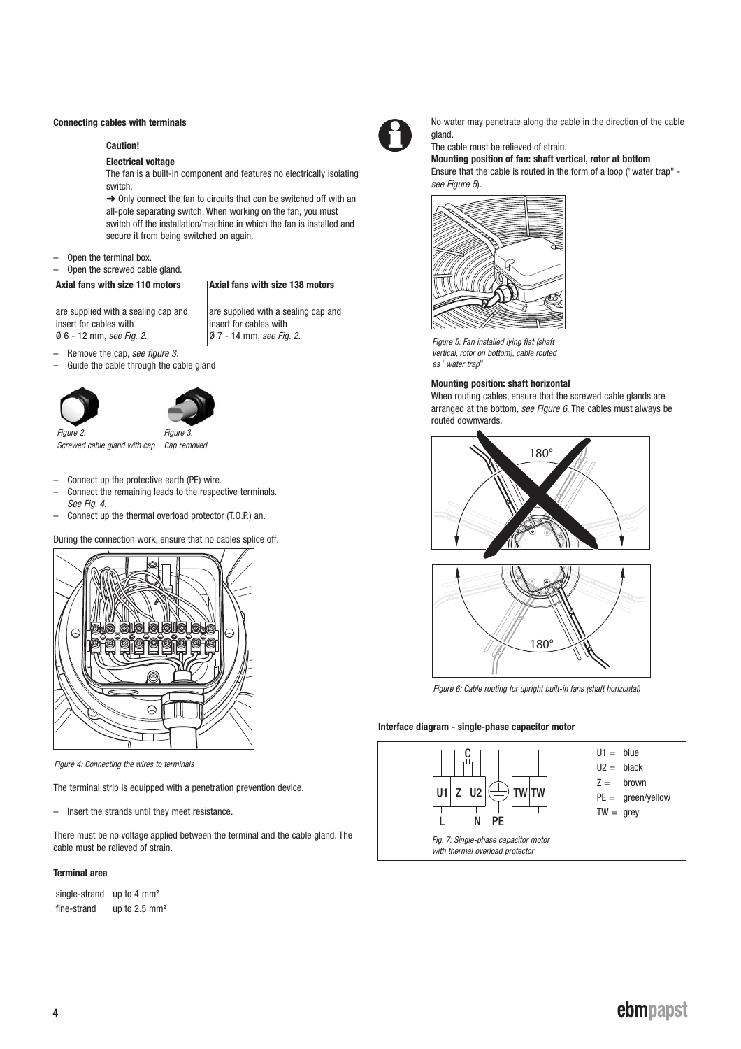**Connecting cables with terminals**

**Caution!**

**Electrical voltage**

The fan is a built-in component and features no electrically isolating switch.

➜ Only connect the fan to circuits that can be switched off with an all-pole separating switch. When working on the fan, you must switch off the installation/machine in which the fan is installed and secure it from being switched on again.

- Open the terminal box.
- Open the screwed cable gland.

| Axial fans with size 110 motors | Axial fans with size 138 motors |
|---|---|
| are supplied with a sealing cap and insert for cables with Ø 6 - 12 mm, *see Fig. 2.* | are supplied with a sealing cap and insert for cables with Ø 7 - 14 mm, *see Fig. 2.* |

- Remove the cap, *see figure 3.*
- Guide the cable through the cable gland

*Figure 2. Screwed cable gland with cap*

*Figure 3. Cap removed*

- Connect up the protective earth (PE) wire.
- Connect the remaining leads to the respective terminals. *See Fig. 4.*
- Connect up the thermal overload protector (T.O.P.) an.

During the connection work, ensure that no cables splice off.

*Figure 4: Connecting the wires to terminals*

The terminal strip is equipped with a penetration prevention device.

- Insert the strands until they meet resistance.

There must be no voltage applied between the terminal and the cable gland. The cable must be relieved of strain.

**Terminal area**

| | |
|---|---|
| single-strand | up to 4 mm² |
| fine-strand | up to 2.5 mm² |

No water may penetrate along the cable in the direction of the cable gland.

The cable must be relieved of strain.

**Mounting position of fan: shaft vertical, rotor at bottom**

Ensure that the cable is routed in the form of a loop ("water trap" - *see Figure 5*).

*Figure 5: Fan installed lying flat (shaft vertical, rotor on bottom), cable routed as "water trap"*

**Mounting position: shaft horizontal**

When routing cables, ensure that the screwed cable glands are arranged at the bottom, *see Figure 6*. The cables must always be routed downwards.

*Figure 6: Cable routing for upright built-in fans (shaft horizontal)*

**Interface diagram - single-phase capacitor motor**

*Fig. 7: Single-phase capacitor motor with thermal overload protector*

U1 = blue
U2 = black
Z = brown
PE = green/yellow
TW = grey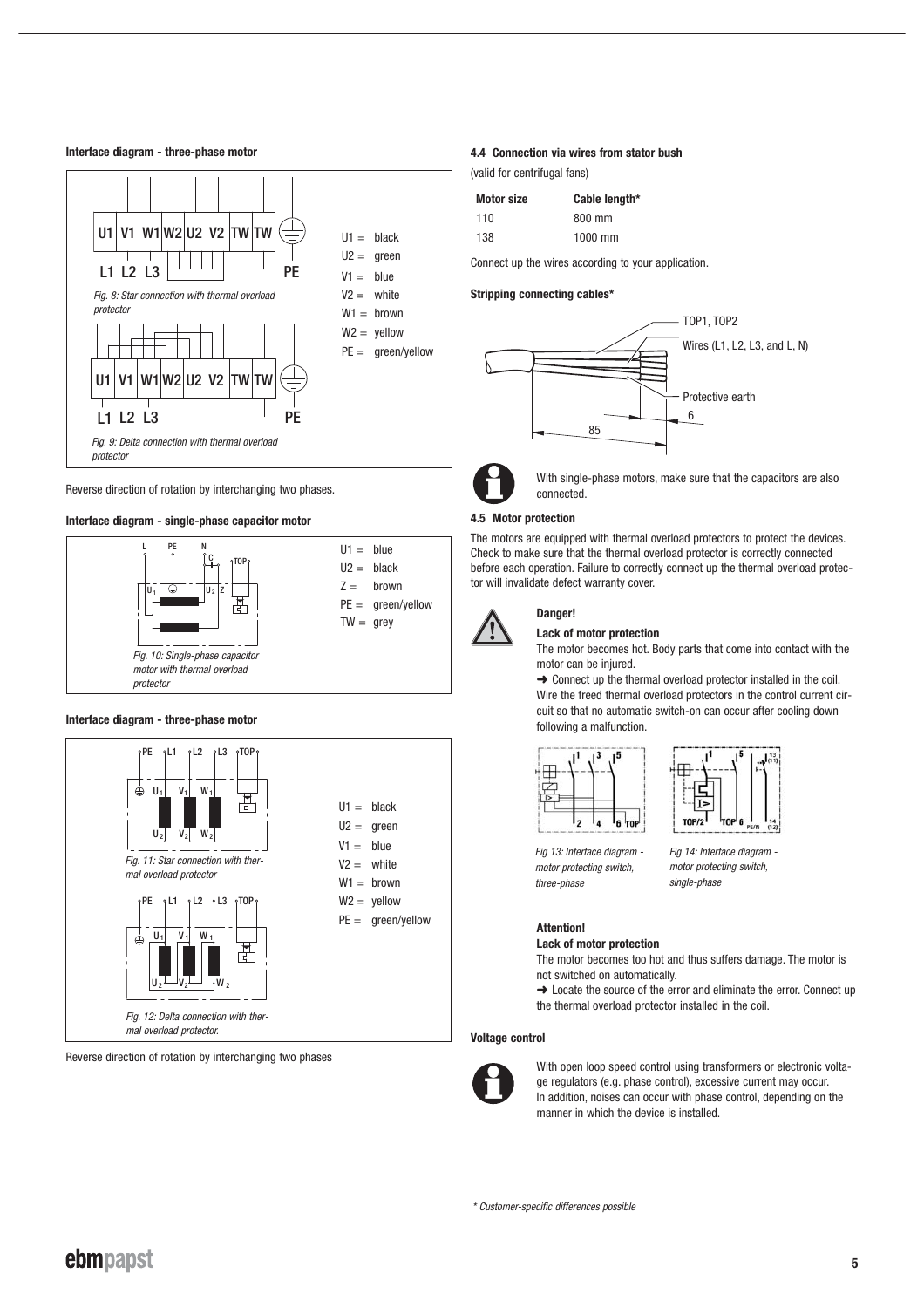#### Interface diagram - three-phase motor

U1 V1 W1 W2 U2 V2 TW TW

L1 L2 L3 PE

*Fig. 8: Star connection with thermal overload protector*

U1 V1 W1 W2 U2 V2 TW TW

L1 L2 L3 PE

*Fig. 9: Delta connection with thermal overload protector*

U1 = black
U2 = green
V1 = blue
V2 = white
W1 = brown
W2 = yellow
PE = green/yellow

Reverse direction of rotation by interchanging two phases.

#### Interface diagram - single-phase capacitor motor

*Fig. 10: Single-phase capacitor motor with thermal overload protector*

U1 = blue
U2 = black
Z = brown
PE = green/yellow
TW = grey

#### Interface diagram - three-phase motor

*Fig. 11: Star connection with thermal overload protector*

*Fig. 12: Delta connection with thermal overload protector.*

U1 = black
U2 = green
V1 = blue
V2 = white
W1 = brown
W2 = yellow
PE = green/yellow

Reverse direction of rotation by interchanging two phases

#### 4.4 Connection via wires from stator bush

(valid for centrifugal fans)

| Motor size | Cable length* |
|---|---|
| 110 | 800 mm |
| 138 | 1000 mm |

Connect up the wires according to your application.

#### Stripping connecting cables*

TOP1, TOP2
Wires (L1, L2, L3, and L, N)
Protective earth
6
85

With single-phase motors, make sure that the capacitors are also connected.

#### 4.5 Motor protection

The motors are equipped with thermal overload protectors to protect the devices. Check to make sure that the thermal overload protector is correctly connected before each operation. Failure to correctly connect up the thermal overload protector will invalidate defect warranty cover.

**Danger!**

**Lack of motor protection**

The motor becomes hot. Body parts that come into contact with the motor can be injured.

➜ Connect up the thermal overload protector installed in the coil. Wire the freed thermal overload protectors in the control current circuit so that no automatic switch-on can occur after cooling down following a malfunction.

*Fig 13: Interface diagram - motor protecting switch, three-phase*

*Fig 14: Interface diagram - motor protecting switch, single-phase*

**Attention!**

**Lack of motor protection**

The motor becomes too hot and thus suffers damage. The motor is not switched on automatically.

➜ Locate the source of the error and eliminate the error. Connect up the thermal overload protector installed in the coil.

#### Voltage control

With open loop speed control using transformers or electronic voltage regulators (e.g. phase control), excessive current may occur. In addition, noises can occur with phase control, depending on the manner in which the device is installed.

\* Customer-specific differences possible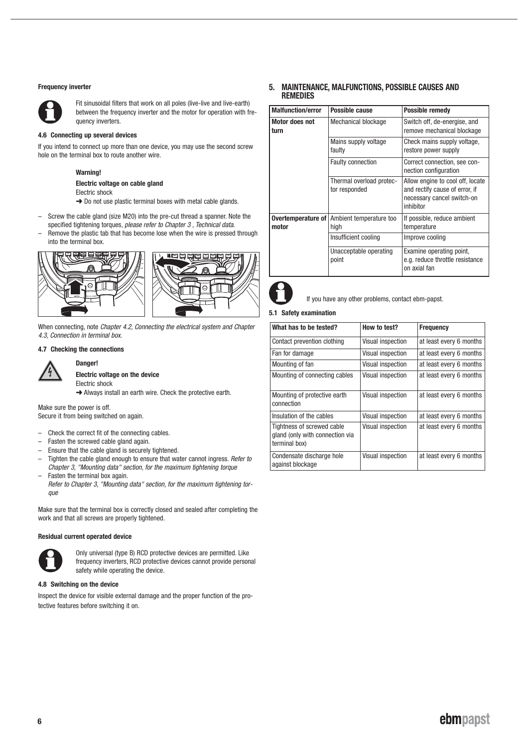#### Frequency inverter

Fit sinusoidal filters that work on all poles (live-live and live-earth) between the frequency inverter and the motor for operation with frequency inverters.

#### 4.6 Connecting up several devices

If you intend to connect up more than one device, you may use the second screw hole on the terminal box to route another wire.

**Warning!**

**Electric voltage on cable gland**

Electric shock

➜ Do not use plastic terminal boxes with metal cable glands.

- Screw the cable gland (size M20) into the pre-cut thread a spanner. Note the specified tightening torques, *please refer to Chapter 3 , Technical data.*
- Remove the plastic tab that has become lose when the wire is pressed through into the terminal box.

When connecting, note *Chapter 4.2, Connecting the electrical system and Chapter 4.3, Connection in terminal box.*

#### 4.7 Checking the connections

**Danger!**

**Electric voltage on the device**

Electric shock

➜ Always install an earth wire. Check the protective earth.

Make sure the power is off.
Secure it from being switched on again.

- Check the correct fit of the connecting cables.
- Fasten the screwed cable gland again.
- Ensure that the cable gland is securely tightened.
- Tighten the cable gland enough to ensure that water cannot ingress. *Refer to Chapter 3, "Mounting data" section, for the maximum tightening torque*
- Fasten the terminal box again.
  *Refer to Chapter 3, "Mounting data" section, for the maximum tightening torque*

Make sure that the terminal box is correctly closed and sealed after completing the work and that all screws are properly tightened.

#### Residual current operated device

Only universal (type B) RCD protective devices are permitted. Like frequency inverters, RCD protective devices cannot provide personal safety while operating the device.

#### 4.8 Switching on the device

Inspect the device for visible external damage and the proper function of the protective features before switching it on.

## 5. MAINTENANCE, MALFUNCTIONS, POSSIBLE CAUSES AND REMEDIES

| Malfunction/error | Possible cause | Possible remedy |
|---|---|---|
| **Motor does not turn** | Mechanical blockage | Switch off, de-energise, and remove mechanical blockage |
| | Mains supply voltage faulty | Check mains supply voltage, restore power supply |
| | Faulty connection | Correct connection, see connection configuration |
| | Thermal overload protector responded | Allow engine to cool off, locate and rectify cause of error, if necessary cancel switch-on inhibitor |
| **Overtemperature of motor** | Ambient temperature too high | If possible, reduce ambient temperature |
| | Insufficient cooling | Improve cooling |
| | Unacceptable operating point | Examine operating point, e.g. reduce throttle resistance on axial fan |

If you have any other problems, contact ebm-papst.

#### 5.1 Safety examination

| What has to be tested? | How to test? | Frequency |
|---|---|---|
| Contact prevention clothing | Visual inspection | at least every 6 months |
| Fan for damage | Visual inspection | at least every 6 months |
| Mounting of fan | Visual inspection | at least every 6 months |
| Mounting of connecting cables | Visual inspection | at least every 6 months |
| Mounting of protective earth connection | Visual inspection | at least every 6 months |
| Insulation of the cables | Visual inspection | at least every 6 months |
| Tightness of screwed cable gland (only with connection via terminal box) | Visual inspection | at least every 6 months |
| Condensate discharge hole against blockage | Visual inspection | at least every 6 months |